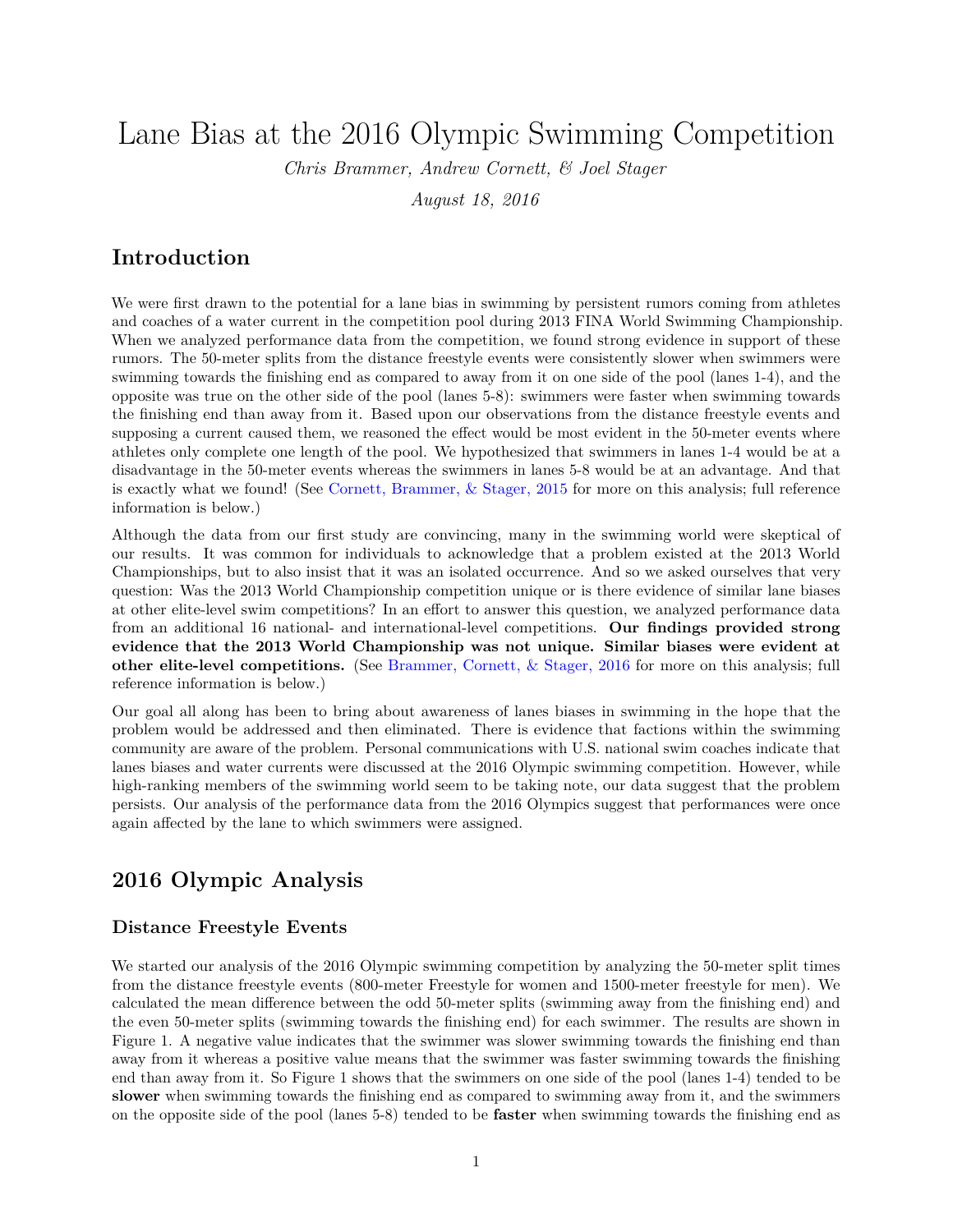# Lane Bias at the 2016 Olympic Swimming Competition

*Chris Brammer, Andrew Cornett, & Joel Stager*

*August 18, 2016*

## Introduction

We were first drawn to the potential for a lane bias in swimming by persistent rumors coming from athletes and coaches of a water current in the competition pool during 2013 FINA World Swimming Championship. When we analyzed performance data from the competition, we found strong evidence in support of these rumors. The 50-meter splits from the distance freestyle events were consistently slower when swimmers were swimming towards the finishing end as compared to away from it on one side of the pool (lanes 1-4), and the opposite was true on the other side of the pool (lanes 5-8): swimmers were faster when swimming towards the finishing end than away from it. Based upon our observations from the distance freestyle events and supposing a current caused them, we reasoned the effect would be most evident in the 50-meter events where athletes only complete one length of the pool. We hypothesized that swimmers in lanes 1-4 would be at a disadvantage in the 50-meter events whereas the swimmers in lanes 5-8 would be at an advantage. And that is exactly what we found! (See Cornett, Brammer, & Stager, 2015 for more on this analysis; full reference information is below.)

Although the data from our first study are convincing, many in the swimming world were skeptical of our results. It was common for individuals to acknowledge that a problem existed at the 2013 World Championships, but to also insist that it was an isolated occurrence. And so we asked ourselves that very question: Was the 2013 World Championship competition unique or is there evidence of similar lane biases at other elite-level swim competitions? In an effort to answer this question, we analyzed performance data from an additional 16 national- and international-level competitions. **Our findings provided strong evidence that the 2013 World Championship was not unique. Similar biases were evident at other elite-level competitions.** (See Brammer, Cornett, & Stager, 2016 for more on this analysis; full reference information is below.)

Our goal all along has been to bring about awareness of lanes biases in swimming in the hope that the problem would be addressed and then eliminated. There is evidence that factions within the swimming community are aware of the problem. Personal communications with U.S. national swim coaches indicate that lanes biases and water currents were discussed at the 2016 Olympic swimming competition. However, while high-ranking members of the swimming world seem to be taking note, our data suggest that the problem persists. Our analysis of the performance data from the 2016 Olympics suggest that performances were once again affected by the lane to which swimmers were assigned.

## 2016 Olympic Analysis

### Distance Freestyle Events

We started our analysis of the 2016 Olympic swimming competition by analyzing the 50-meter split times from the distance freestyle events (800-meter Freestyle for women and 1500-meter freestyle for men). We calculated the mean difference between the odd 50-meter splits (swimming away from the finishing end) and the even 50-meter splits (swimming towards the finishing end) for each swimmer. The results are shown in Figure 1. A negative value indicates that the swimmer was slower swimming towards the finishing end than away from it whereas a positive value means that the swimmer was faster swimming towards the finishing end than away from it. So Figure 1 shows that the swimmers on one side of the pool (lanes 1-4) tended to be **slower** when swimming towards the finishing end as compared to swimming away from it, and the swimmers on the opposite side of the pool (lanes 5-8) tended to be **faster** when swimming towards the finishing end as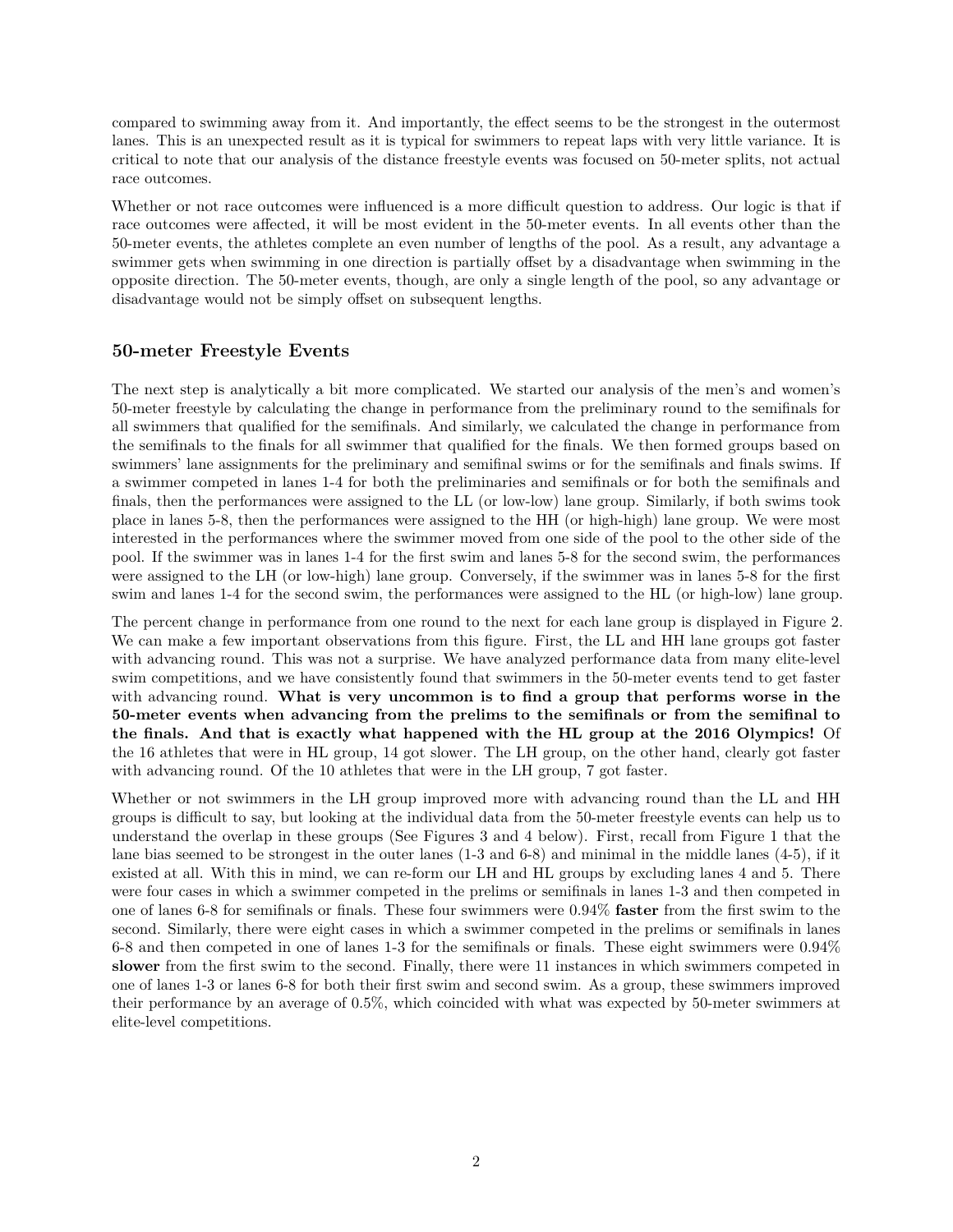compared to swimming away from it. And importantly, the effect seems to be the strongest in the outermost lanes. This is an unexpected result as it is typical for swimmers to repeat laps with very little variance. It is critical to note that our analysis of the distance freestyle events was focused on 50-meter splits, not actual race outcomes.

Whether or not race outcomes were influenced is a more difficult question to address. Our logic is that if race outcomes were affected, it will be most evident in the 50-meter events. In all events other than the 50-meter events, the athletes complete an even number of lengths of the pool. As a result, any advantage a swimmer gets when swimming in one direction is partially offset by a disadvantage when swimming in the opposite direction. The 50-meter events, though, are only a single length of the pool, so any advantage or disadvantage would not be simply offset on subsequent lengths.

## 50-meter Freestyle Events

The next step is analytically a bit more complicated. We started our analysis of the men's and women's 50-meter freestyle by calculating the change in performance from the preliminary round to the semifinals for all swimmers that qualified for the semifinals. And similarly, we calculated the change in performance from the semifinals to the finals for all swimmer that qualified for the finals. We then formed groups based on swimmers' lane assignments for the preliminary and semifinal swims or for the semifinals and finals swims. If a swimmer competed in lanes 1-4 for both the preliminaries and semifinals or for both the semifinals and finals, then the performances were assigned to the LL (or low-low) lane group. Similarly, if both swims took place in lanes 5-8, then the performances were assigned to the HH (or high-high) lane group. We were most interested in the performances where the swimmer moved from one side of the pool to the other side of the pool. If the swimmer was in lanes 1-4 for the first swim and lanes 5-8 for the second swim, the performances were assigned to the LH (or low-high) lane group. Conversely, if the swimmer was in lanes 5-8 for the first swim and lanes 1-4 for the second swim, the performances were assigned to the HL (or high-low) lane group.

The percent change in performance from one round to the next for each lane group is displayed in Figure 2. We can make a few important observations from this figure. First, the LL and HH lane groups got faster with advancing round. This was not a surprise. We have analyzed performance data from many elite-level swim competitions, and we have consistently found that swimmers in the 50-meter events tend to get faster with advancing round. **What is very uncommon is to find a group that performs worse in the 50-meter events when advancing from the prelims to the semifinals or from the semifinal to the finals. And that is exactly what happened with the HL group at the 2016 Olympics!** Of the 16 athletes that were in HL group, 14 got slower. The LH group, on the other hand, clearly got faster with advancing round. Of the 10 athletes that were in the LH group, 7 got faster.

Whether or not swimmers in the LH group improved more with advancing round than the LL and HH groups is difficult to say, but looking at the individual data from the 50-meter freestyle events can help us to understand the overlap in these groups (See Figures 3 and 4 below). First, recall from Figure 1 that the lane bias seemed to be strongest in the outer lanes (1-3 and 6-8) and minimal in the middle lanes (4-5), if it existed at all. With this in mind, we can re-form our LH and HL groups by excluding lanes 4 and 5. There were four cases in which a swimmer competed in the prelims or semifinals in lanes 1-3 and then competed in one of lanes 6-8 for semifinals or finals. These four swimmers were 0.94% **faster** from the first swim to the second. Similarly, there were eight cases in which a swimmer competed in the prelims or semifinals in lanes 6-8 and then competed in one of lanes 1-3 for the semifinals or finals. These eight swimmers were 0.94% **slower** from the first swim to the second. Finally, there were 11 instances in which swimmers competed in one of lanes 1-3 or lanes 6-8 for both their first swim and second swim. As a group, these swimmers improved their performance by an average of 0.5%, which coincided with what was expected by 50-meter swimmers at elite-level competitions.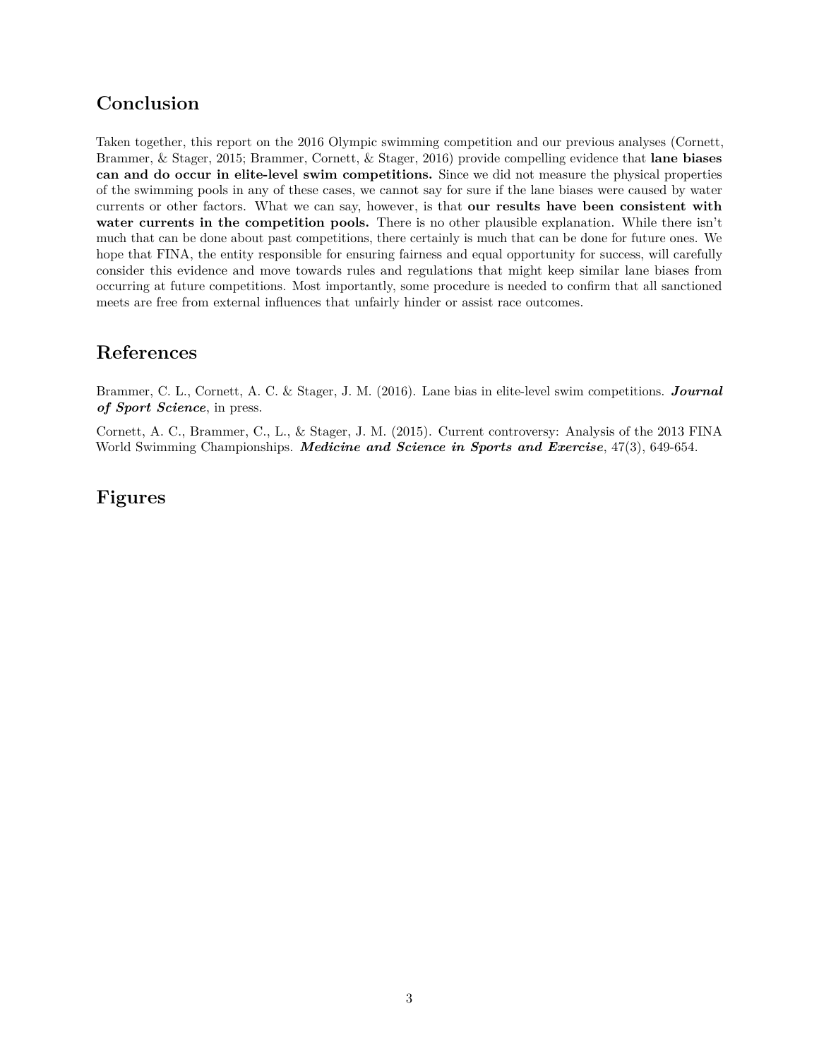## Conclusion

Taken together, this report on the 2016 Olympic swimming competition and our previous analyses (Cornett, Brammer, & Stager, 2015; Brammer, Cornett, & Stager, 2016) provide compelling evidence that **lane biases can and do occur in elite-level swim competitions.** Since we did not measure the physical properties of the swimming pools in any of these cases, we cannot say for sure if the lane biases were caused by water currents or other factors. What we can say, however, is that **our results have been consistent with water currents in the competition pools.** There is no other plausible explanation. While there isn't much that can be done about past competitions, there certainly is much that can be done for future ones. We hope that FINA, the entity responsible for ensuring fairness and equal opportunity for success, will carefully consider this evidence and move towards rules and regulations that might keep similar lane biases from occurring at future competitions. Most importantly, some procedure is needed to confirm that all sanctioned meets are free from external influences that unfairly hinder or assist race outcomes.

## References

Brammer, C. L., Cornett, A. C. & Stager, J. M. (2016). Lane bias in elite-level swim competitions. ***Journal of Sport Science***, in press.

Cornett, A. C., Brammer, C., L., & Stager, J. M. (2015). Current controversy: Analysis of the 2013 FINA World Swimming Championships. ***Medicine and Science in Sports and Exercise***, 47(3), 649-654.

## Figures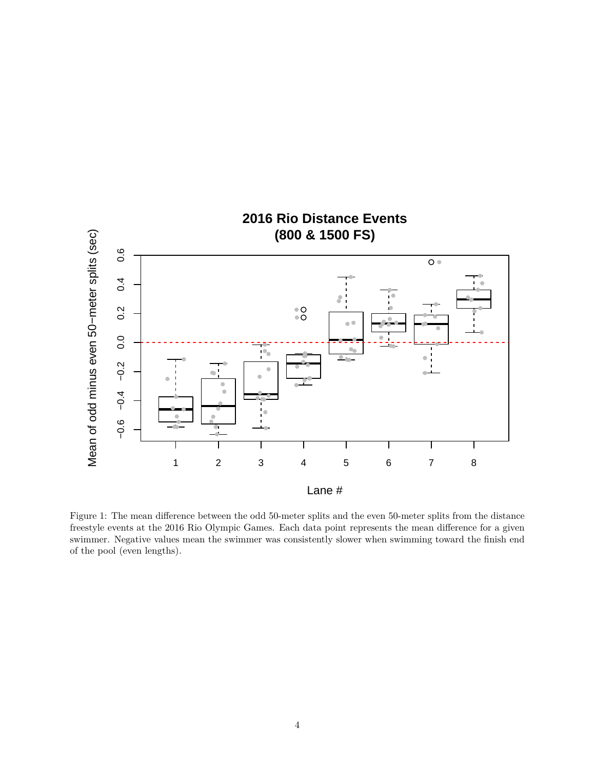Figure 1: The mean difference between the odd 50-meter splits and the even 50-meter splits from the distance freestyle events at the 2016 Rio Olympic Games. Each data point represents the mean difference for a given swimmer. Negative values mean the swimmer was consistently slower when swimming toward the finish end of the pool (even lengths).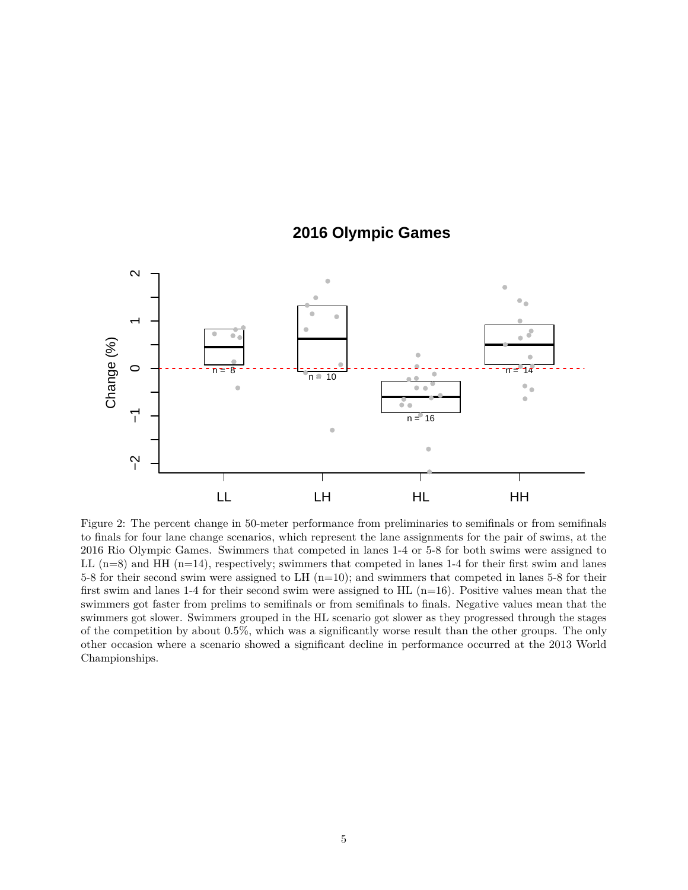Figure 2: The percent change in 50-meter performance from preliminaries to semifinals or from semifinals to finals for four lane change scenarios, which represent the lane assignments for the pair of swims, at the 2016 Rio Olympic Games. Swimmers that competed in lanes 1-4 or 5-8 for both swims were assigned to LL (n=8) and HH (n=14), respectively; swimmers that competed in lanes 1-4 for their first swim and lanes 5-8 for their second swim were assigned to LH (n=10); and swimmers that competed in lanes 5-8 for their first swim and lanes 1-4 for their second swim were assigned to HL (n=16). Positive values mean that the swimmers got faster from prelims to semifinals or from semifinals to finals. Negative values mean that the swimmers got slower. Swimmers grouped in the HL scenario got slower as they progressed through the stages of the competition by about 0.5%, which was a significantly worse result than the other groups. The only other occasion where a scenario showed a significant decline in performance occurred at the 2013 World Championships.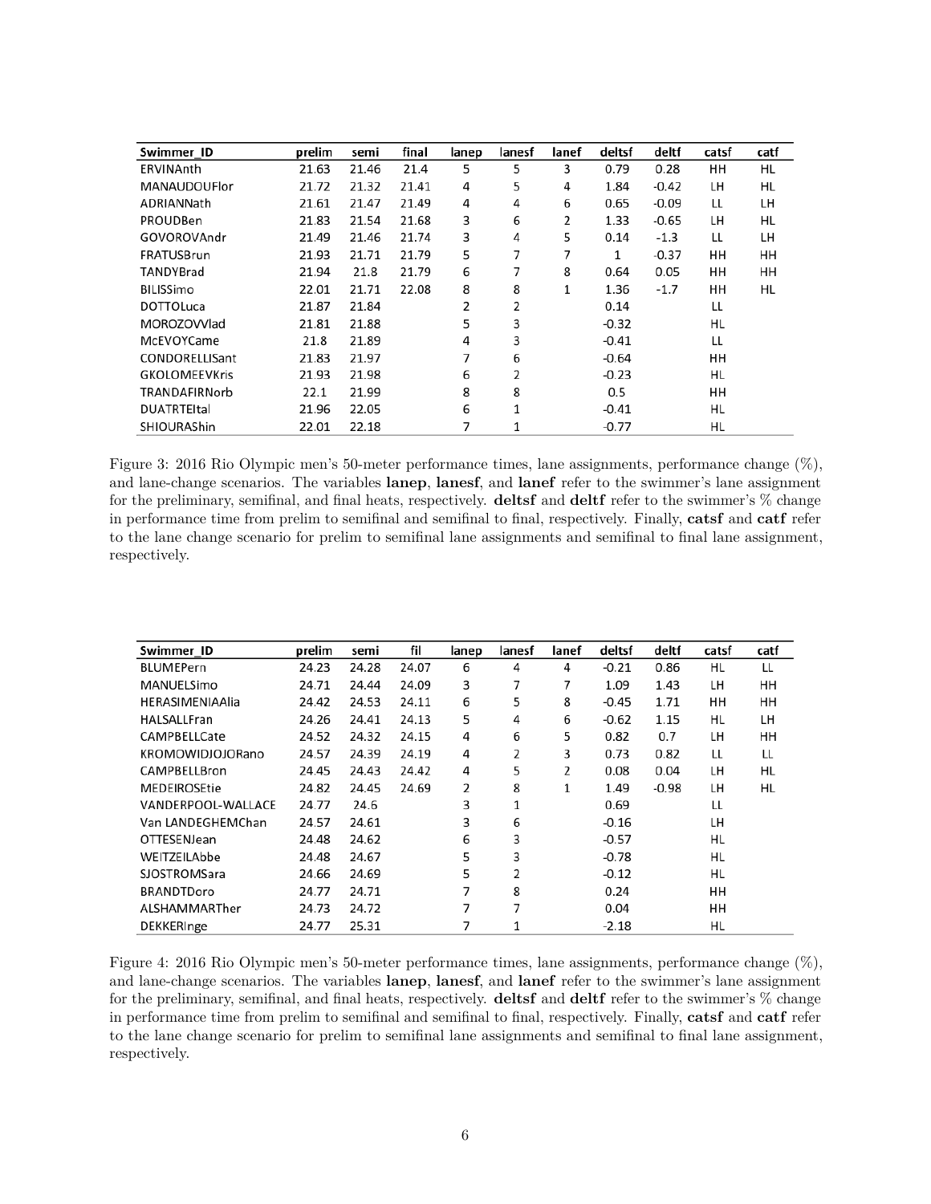| Swimmer_ID | prelim | semi | final | lanep | lanesf | lanef | deltsf | deltf | catsf | catf |
|---|---|---|---|---|---|---|---|---|---|---|
| ERVINAnth | 21.63 | 21.46 | 21.4 | 5 | 5 | 3 | 0.79 | 0.28 | HH | HL |
| MANAUDOUFlor | 21.72 | 21.32 | 21.41 | 4 | 5 | 4 | 1.84 | -0.42 | LH | HL |
| ADRIANNath | 21.61 | 21.47 | 21.49 | 4 | 4 | 6 | 0.65 | -0.09 | LL | LH |
| PROUDBen | 21.83 | 21.54 | 21.68 | 3 | 6 | 2 | 1.33 | -0.65 | LH | HL |
| GOVOROVAndr | 21.49 | 21.46 | 21.74 | 3 | 4 | 5 | 0.14 | -1.3 | LL | LH |
| FRATUSBrun | 21.93 | 21.71 | 21.79 | 5 | 7 | 7 | 1 | -0.37 | HH | HH |
| TANDYBrad | 21.94 | 21.8 | 21.79 | 6 | 7 | 8 | 0.64 | 0.05 | HH | HH |
| BILISSimo | 22.01 | 21.71 | 22.08 | 8 | 8 | 1 | 1.36 | -1.7 | HH | HL |
| DOTTOLuca | 21.87 | 21.84 | | 2 | 2 | | 0.14 | | LL | |
| MOROZOVVlad | 21.81 | 21.88 | | 5 | 3 | | -0.32 | | HL | |
| McEVOYCame | 21.8 | 21.89 | | 4 | 3 | | -0.41 | | LL | |
| CONDORELLISant | 21.83 | 21.97 | | 7 | 6 | | -0.64 | | HH | |
| GKOLOMEEVKris | 21.93 | 21.98 | | 6 | 2 | | -0.23 | | HL | |
| TRANDAFIRNorb | 22.1 | 21.99 | | 8 | 8 | | 0.5 | | HH | |
| DUATRTEItal | 21.96 | 22.05 | | 6 | 1 | | -0.41 | | HL | |
| SHIOURAShin | 22.01 | 22.18 | | 7 | 1 | | -0.77 | | HL | |

Figure 3: 2016 Rio Olympic men's 50-meter performance times, lane assignments, performance change (%), and lane-change scenarios. The variables **lanep**, **lanesf**, and **lanef** refer to the swimmer's lane assignment for the preliminary, semifinal, and final heats, respectively. **deltsf** and **deltf** refer to the swimmer's % change in performance time from prelim to semifinal and semifinal to final, respectively. Finally, **catsf** and **catf** refer to the lane change scenario for prelim to semifinal lane assignments and semifinal to final lane assignment, respectively.

| Swimmer_ID | prelim | semi | fil | lanep | lanesf | lanef | deltsf | deltf | catsf | catf |
|---|---|---|---|---|---|---|---|---|---|---|
| BLUMEPern | 24.23 | 24.28 | 24.07 | 6 | 4 | 4 | -0.21 | 0.86 | HL | LL |
| MANUELSimo | 24.71 | 24.44 | 24.09 | 3 | 7 | 7 | 1.09 | 1.43 | LH | HH |
| HERASIMENIAAlia | 24.42 | 24.53 | 24.11 | 6 | 5 | 8 | -0.45 | 1.71 | HH | HH |
| HALSALLFran | 24.26 | 24.41 | 24.13 | 5 | 4 | 6 | -0.62 | 1.15 | HL | LH |
| CAMPBELLCate | 24.52 | 24.32 | 24.15 | 4 | 6 | 5 | 0.82 | 0.7 | LH | HH |
| KROMOWIDJOJORano | 24.57 | 24.39 | 24.19 | 4 | 2 | 3 | 0.73 | 0.82 | LL | LL |
| CAMPBELLBron | 24.45 | 24.43 | 24.42 | 4 | 5 | 2 | 0.08 | 0.04 | LH | HL |
| MEDEIROSEtie | 24.82 | 24.45 | 24.69 | 2 | 8 | 1 | 1.49 | -0.98 | LH | HL |
| VANDERPOOL-WALLACE | 24.77 | 24.6 | | 3 | 1 | | 0.69 | | LL | |
| Van LANDEGHEMChan | 24.57 | 24.61 | | 3 | 6 | | -0.16 | | LH | |
| OTTESENJean | 24.48 | 24.62 | | 6 | 3 | | -0.57 | | HL | |
| WEITZEILAbbe | 24.48 | 24.67 | | 5 | 3 | | -0.78 | | HL | |
| SJOSTROMSara | 24.66 | 24.69 | | 5 | 2 | | -0.12 | | HL | |
| BRANDTDoro | 24.77 | 24.71 | | 7 | 8 | | 0.24 | | HH | |
| ALSHAMMARTher | 24.73 | 24.72 | | 7 | 7 | | 0.04 | | HH | |
| DEKKERInge | 24.77 | 25.31 | | 7 | 1 | | -2.18 | | HL | |

Figure 4: 2016 Rio Olympic men's 50-meter performance times, lane assignments, performance change (%), and lane-change scenarios. The variables **lanep**, **lanesf**, and **lanef** refer to the swimmer's lane assignment for the preliminary, semifinal, and final heats, respectively. **deltsf** and **deltf** refer to the swimmer's % change in performance time from prelim to semifinal and semifinal to final, respectively. Finally, **catsf** and **catf** refer to the lane change scenario for prelim to semifinal lane assignments and semifinal to final lane assignment, respectively.